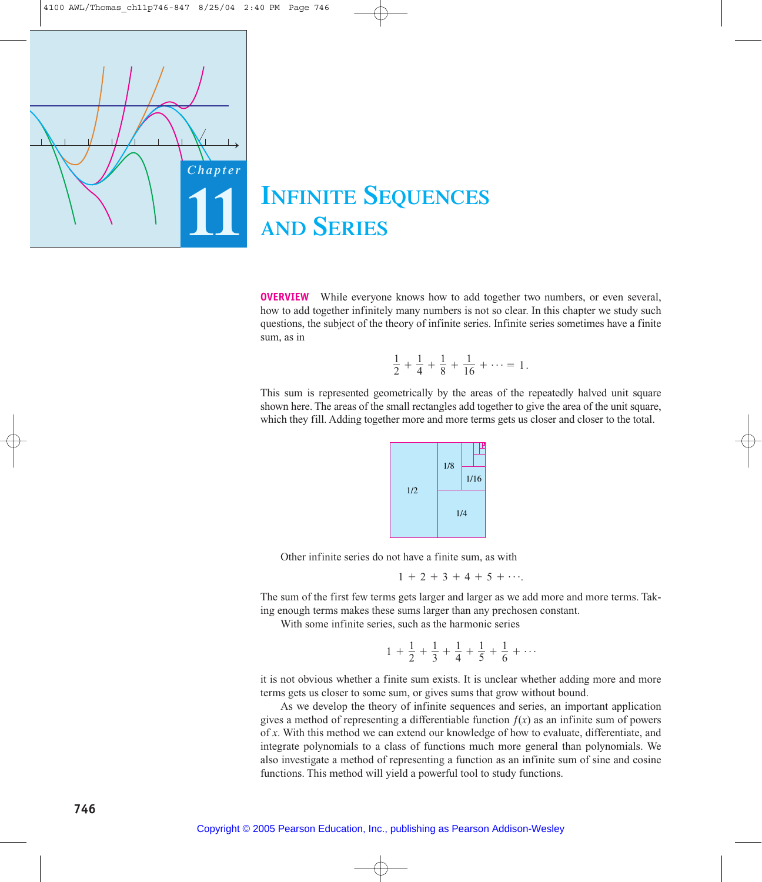# Chapter 11

# INFINITE SEQUENCES AND SERIES

**OVERVIEW** While everyone knows how to add together two numbers, or even several, how to add together infinitely many numbers is not so clear. In this chapter we study such questions, the subject of the theory of infinite series. Infinite series sometimes have a finite sum, as in

$$\frac{1}{2} + \frac{1}{4} + \frac{1}{8} + \frac{1}{16} + \cdots = 1.$$

This sum is represented geometrically by the areas of the repeatedly halved unit square shown here. The areas of the small rectangles add together to give the area of the unit square, which they fill. Adding together more and more terms gets us closer and closer to the total.

Other infinite series do not have a finite sum, as with

$$1 + 2 + 3 + 4 + 5 + \cdots.$$

The sum of the first few terms gets larger and larger as we add more and more terms. Taking enough terms makes these sums larger than any prechosen constant.

With some infinite series, such as the harmonic series

$$1 + \frac{1}{2} + \frac{1}{3} + \frac{1}{4} + \frac{1}{5} + \frac{1}{6} + \cdots$$

it is not obvious whether a finite sum exists. It is unclear whether adding more and more terms gets us closer to some sum, or gives sums that grow without bound.

As we develop the theory of infinite sequences and series, an important application gives a method of representing a differentiable function $f(x)$ as an infinite sum of powers of $x$. With this method we can extend our knowledge of how to evaluate, differentiate, and integrate polynomials to a class of functions much more general than polynomials. We also investigate a method of representing a function as an infinite sum of sine and cosine functions. This method will yield a powerful tool to study functions.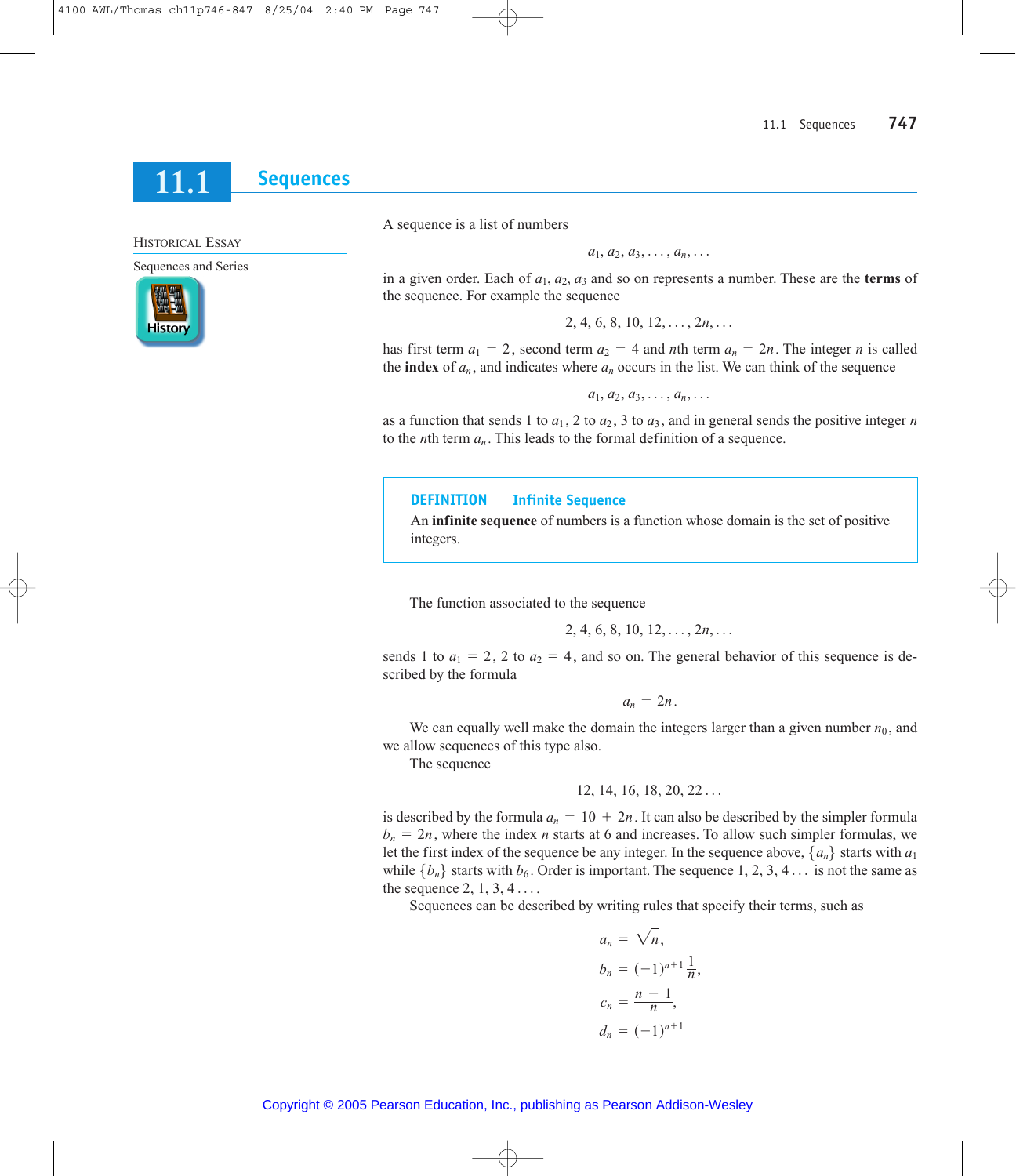## 11.1 Sequences

HISTORICAL ESSAY

Sequences and Series

History

A sequence is a list of numbers

$$a_1, a_2, a_3, \ldots, a_n, \ldots$$

in a given order. Each of $a_1$, $a_2$, $a_3$ and so on represents a number. These are the **terms** of the sequence. For example the sequence

$$2, 4, 6, 8, 10, 12, \ldots, 2n, \ldots$$

has first term $a_1 = 2$, second term $a_2 = 4$ and $n$th term $a_n = 2n$. The integer $n$ is called the **index** of $a_n$, and indicates where $a_n$ occurs in the list. We can think of the sequence

$$a_1, a_2, a_3, \ldots, a_n, \ldots$$

as a function that sends 1 to $a_1$, 2 to $a_2$, 3 to $a_3$, and in general sends the positive integer $n$ to the $n$th term $a_n$. This leads to the formal definition of a sequence.

> **DEFINITION Infinite Sequence**
>
> An **infinite sequence** of numbers is a function whose domain is the set of positive integers.

The function associated to the sequence

$$2, 4, 6, 8, 10, 12, \ldots, 2n, \ldots$$

sends 1 to $a_1 = 2$, 2 to $a_2 = 4$, and so on. The general behavior of this sequence is described by the formula

$$a_n = 2n.$$

We can equally well make the domain the integers larger than a given number $n_0$, and we allow sequences of this type also.

The sequence

$$12, 14, 16, 18, 20, 22 \ldots$$

is described by the formula $a_n = 10 + 2n$. It can also be described by the simpler formula $b_n = 2n$, where the index $n$ starts at 6 and increases. To allow such simpler formulas, we let the first index of the sequence be any integer. In the sequence above, $\{a_n\}$ starts with $a_1$ while $\{b_n\}$ starts with $b_6$. Order is important. The sequence 1, 2, 3, 4 . . . is not the same as the sequence 2, 1, 3, 4 . . . .

Sequences can be described by writing rules that specify their terms, such as

$$a_n = \sqrt{n},$$

$$b_n = (-1)^{n+1}\frac{1}{n},$$

$$c_n = \frac{n-1}{n},$$

$$d_n = (-1)^{n+1}$$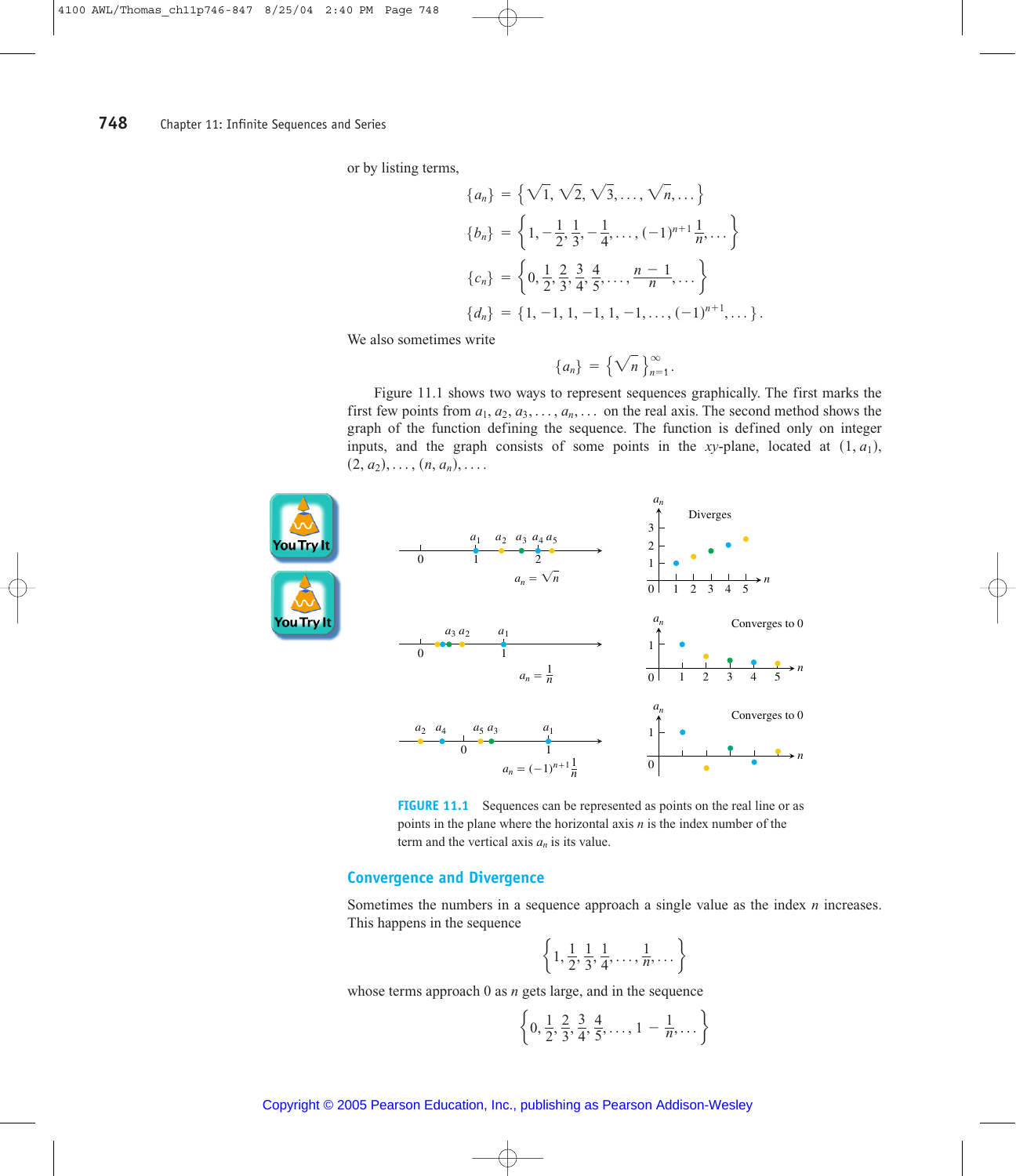or by listing terms,

$$\{a_n\} = \left\{\sqrt{1}, \sqrt{2}, \sqrt{3}, \ldots, \sqrt{n}, \ldots\right\}$$

$$\{b_n\} = \left\{1, -\frac{1}{2}, \frac{1}{3}, -\frac{1}{4}, \ldots, (-1)^{n+1}\frac{1}{n}, \ldots\right\}$$

$$\{c_n\} = \left\{0, \frac{1}{2}, \frac{2}{3}, \frac{3}{4}, \frac{4}{5}, \ldots, \frac{n-1}{n}, \ldots\right\}$$

$$\{d_n\} = \{1, -1, 1, -1, 1, -1, \ldots, (-1)^{n+1}, \ldots\}.$$

We also sometimes write

$$\{a_n\} = \left\{\sqrt{n}\right\}_{n=1}^{\infty}.$$

Figure 11.1 shows two ways to represent sequences graphically. The first marks the first few points from $a_1, a_2, a_3, \ldots, a_n, \ldots$ on the real axis. The second method shows the graph of the function defining the sequence. The function is defined only on integer inputs, and the graph consists of some points in the $xy$-plane, located at $(1, a_1)$, $(2, a_2), \ldots, (n, a_n), \ldots$.

**FIGURE 11.1** Sequences can be represented as points on the real line or as points in the plane where the horizontal axis $n$ is the index number of the term and the vertical axis $a_n$ is its value.

## Convergence and Divergence

Sometimes the numbers in a sequence approach a single value as the index $n$ increases. This happens in the sequence

$$\left\{1, \frac{1}{2}, \frac{1}{3}, \frac{1}{4}, \ldots, \frac{1}{n}, \ldots\right\}$$

whose terms approach 0 as $n$ gets large, and in the sequence

$$\left\{0, \frac{1}{2}, \frac{2}{3}, \frac{3}{4}, \frac{4}{5}, \ldots, 1 - \frac{1}{n}, \ldots\right\}$$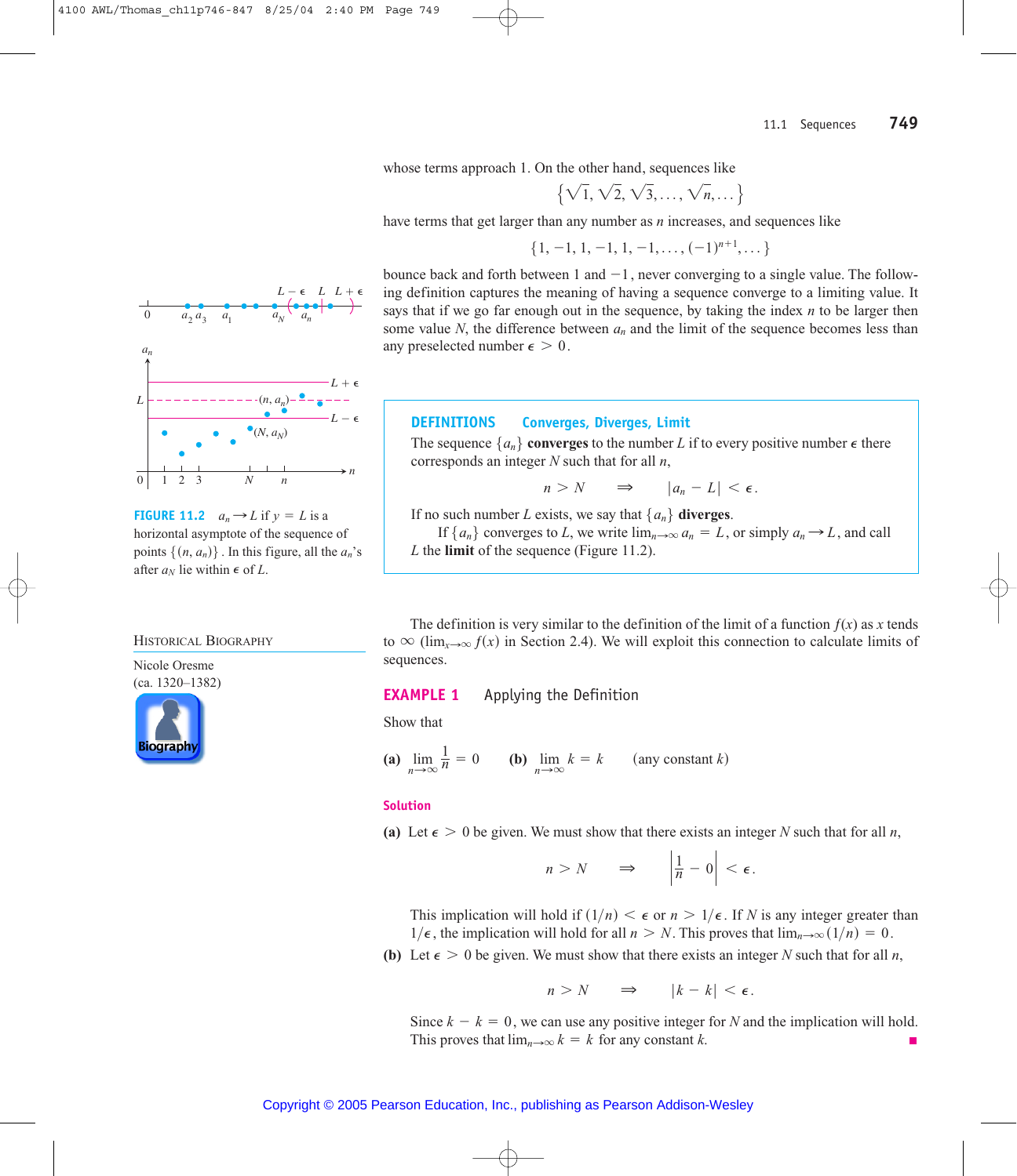whose terms approach 1. On the other hand, sequences like

$$\left\{\sqrt{1}, \sqrt{2}, \sqrt{3}, \ldots, \sqrt{n}, \ldots\right\}$$

have terms that get larger than any number as $n$ increases, and sequences like

$$\{1, -1, 1, -1, 1, -1, \ldots, (-1)^{n+1}, \ldots\}$$

bounce back and forth between 1 and $-1$, never converging to a single value. The following definition captures the meaning of having a sequence converge to a limiting value. It says that if we go far enough out in the sequence, by taking the index $n$ to be larger than some value $N$, the difference between $a_n$ and the limit of the sequence becomes less than any preselected number $\epsilon > 0$.

**FIGURE 11.2** $a_n \to L$ if $y = L$ is a horizontal asymptote of the sequence of points $\{(n, a_n)\}$. In this figure, all the $a_n$'s after $a_N$ lie within $\epsilon$ of $L$.

> **DEFINITIONS Converges, Diverges, Limit**
>
> The sequence $\{a_n\}$ **converges** to the number $L$ if to every positive number $\epsilon$ there corresponds an integer $N$ such that for all $n$,
>
> $$n > N \quad \Rightarrow \quad |a_n - L| < \epsilon.$$
>
> If no such number $L$ exists, we say that $\{a_n\}$ **diverges**.
>
> If $\{a_n\}$ converges to $L$, we write $\lim_{n\to\infty} a_n = L$, or simply $a_n \to L$, and call $L$ the **limit** of the sequence (Figure 11.2).

HISTORICAL BIOGRAPHY

Nicole Oresme
(ca. 1320–1382)

The definition is very similar to the definition of the limit of a function $f(x)$ as $x$ tends to $\infty$ ($\lim_{x\to\infty} f(x)$ in Section 2.4). We will exploit this connection to calculate limits of sequences.

## EXAMPLE 1 Applying the Definition

Show that

**(a)** $\lim_{n\to\infty} \frac{1}{n} = 0$ **(b)** $\lim_{n\to\infty} k = k$ (any constant $k$)

**Solution**

**(a)** Let $\epsilon > 0$ be given. We must show that there exists an integer $N$ such that for all $n$,

$$n > N \quad \Rightarrow \quad \left|\frac{1}{n} - 0\right| < \epsilon.$$

This implication will hold if $(1/n) < \epsilon$ or $n > 1/\epsilon$. If $N$ is any integer greater than $1/\epsilon$, the implication will hold for all $n > N$. This proves that $\lim_{n\to\infty}(1/n) = 0$.

**(b)** Let $\epsilon > 0$ be given. We must show that there exists an integer $N$ such that for all $n$,

$$n > N \quad \Rightarrow \quad |k - k| < \epsilon.$$

Since $k - k = 0$, we can use any positive integer for $N$ and the implication will hold. This proves that $\lim_{n\to\infty} k = k$ for any constant $k$. ■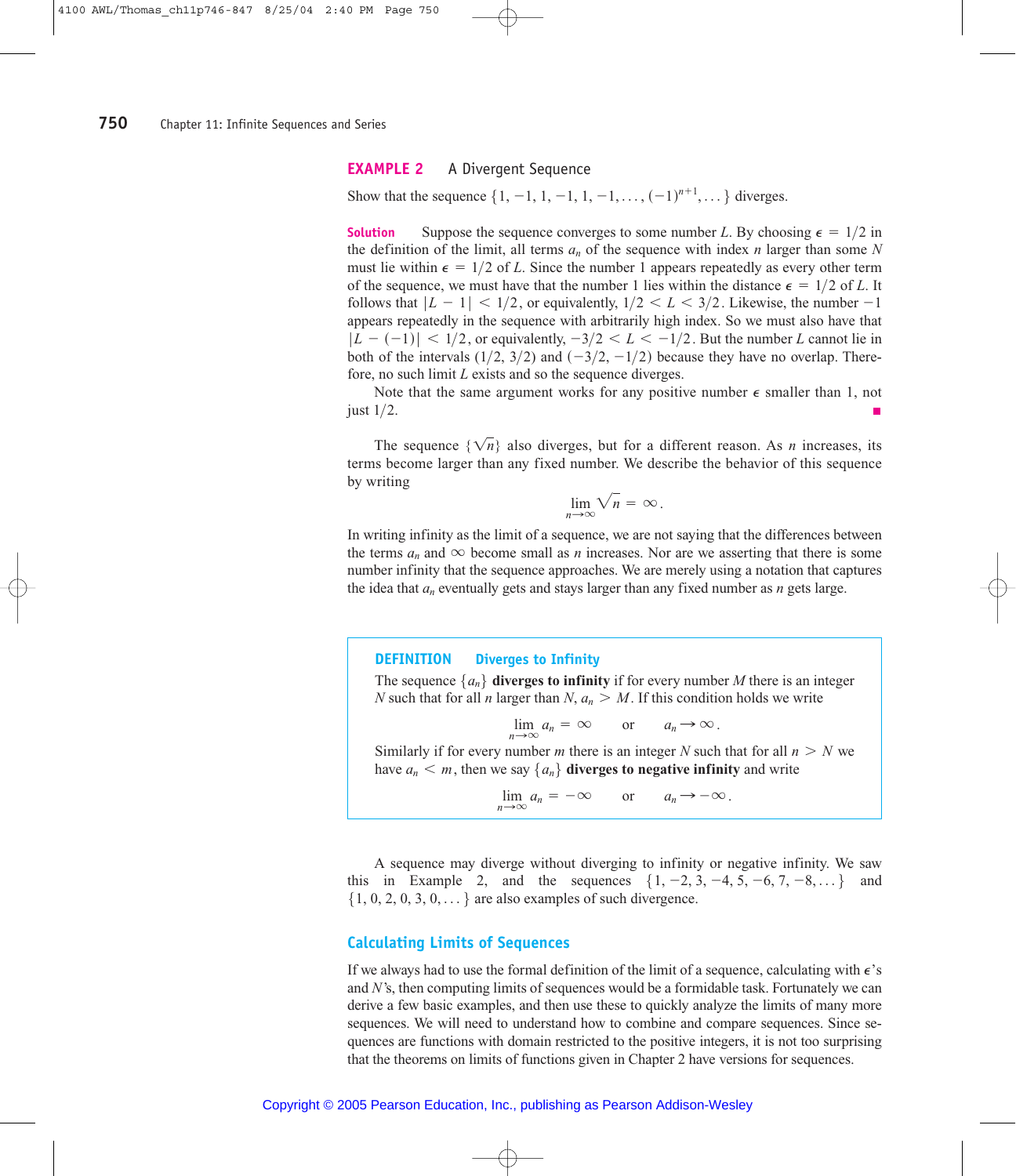**EXAMPLE 2** A Divergent Sequence

Show that the sequence $\{1, -1, 1, -1, 1, -1, \ldots, (-1)^{n+1}, \ldots\}$ diverges.

**Solution** Suppose the sequence converges to some number $L$. By choosing $\epsilon = 1/2$ in the definition of the limit, all terms $a_n$ of the sequence with index $n$ larger than some $N$ must lie within $\epsilon = 1/2$ of $L$. Since the number 1 appears repeatedly as every other term of the sequence, we must have that the number 1 lies within the distance $\epsilon = 1/2$ of $L$. It follows that $|L - 1| < 1/2$, or equivalently, $1/2 < L < 3/2$. Likewise, the number $-1$ appears repeatedly in the sequence with arbitrarily high index. So we must also have that $|L - (-1)| < 1/2$, or equivalently, $-3/2 < L < -1/2$. But the number $L$ cannot lie in both of the intervals $(1/2, 3/2)$ and $(-3/2, -1/2)$ because they have no overlap. Therefore, no such limit $L$ exists and so the sequence diverges.

Note that the same argument works for any positive number $\epsilon$ smaller than 1, not just 1/2. ■

The sequence $\{\sqrt{n}\}$ also diverges, but for a different reason. As $n$ increases, its terms become larger than any fixed number. We describe the behavior of this sequence by writing

$$\lim_{n\to\infty} \sqrt{n} = \infty.$$

In writing infinity as the limit of a sequence, we are not saying that the differences between the terms $a_n$ and $\infty$ become small as $n$ increases. Nor are we asserting that there is some number infinity that the sequence approaches. We are merely using a notation that captures the idea that $a_n$ eventually gets and stays larger than any fixed number as $n$ gets large.

**DEFINITION** **Diverges to Infinity**

The sequence $\{a_n\}$ **diverges to infinity** if for every number $M$ there is an integer $N$ such that for all $n$ larger than $N$, $a_n > M$. If this condition holds we write

$$\lim_{n\to\infty} a_n = \infty \qquad \text{or} \qquad a_n \to \infty.$$

Similarly if for every number $m$ there is an integer $N$ such that for all $n > N$ we have $a_n < m$, then we say $\{a_n\}$ **diverges to negative infinity** and write

$$\lim_{n\to\infty} a_n = -\infty \qquad \text{or} \qquad a_n \to -\infty.$$

A sequence may diverge without diverging to infinity or negative infinity. We saw this in Example 2, and the sequences $\{1, -2, 3, -4, 5, -6, 7, -8, \ldots\}$ and $\{1, 0, 2, 0, 3, 0, \ldots\}$ are also examples of such divergence.

## Calculating Limits of Sequences

If we always had to use the formal definition of the limit of a sequence, calculating with $\epsilon$'s and $N$'s, then computing limits of sequences would be a formidable task. Fortunately we can derive a few basic examples, and then use these to quickly analyze the limits of many more sequences. We will need to understand how to combine and compare sequences. Since sequences are functions with domain restricted to the positive integers, it is not too surprising that the theorems on limits of functions given in Chapter 2 have versions for sequences.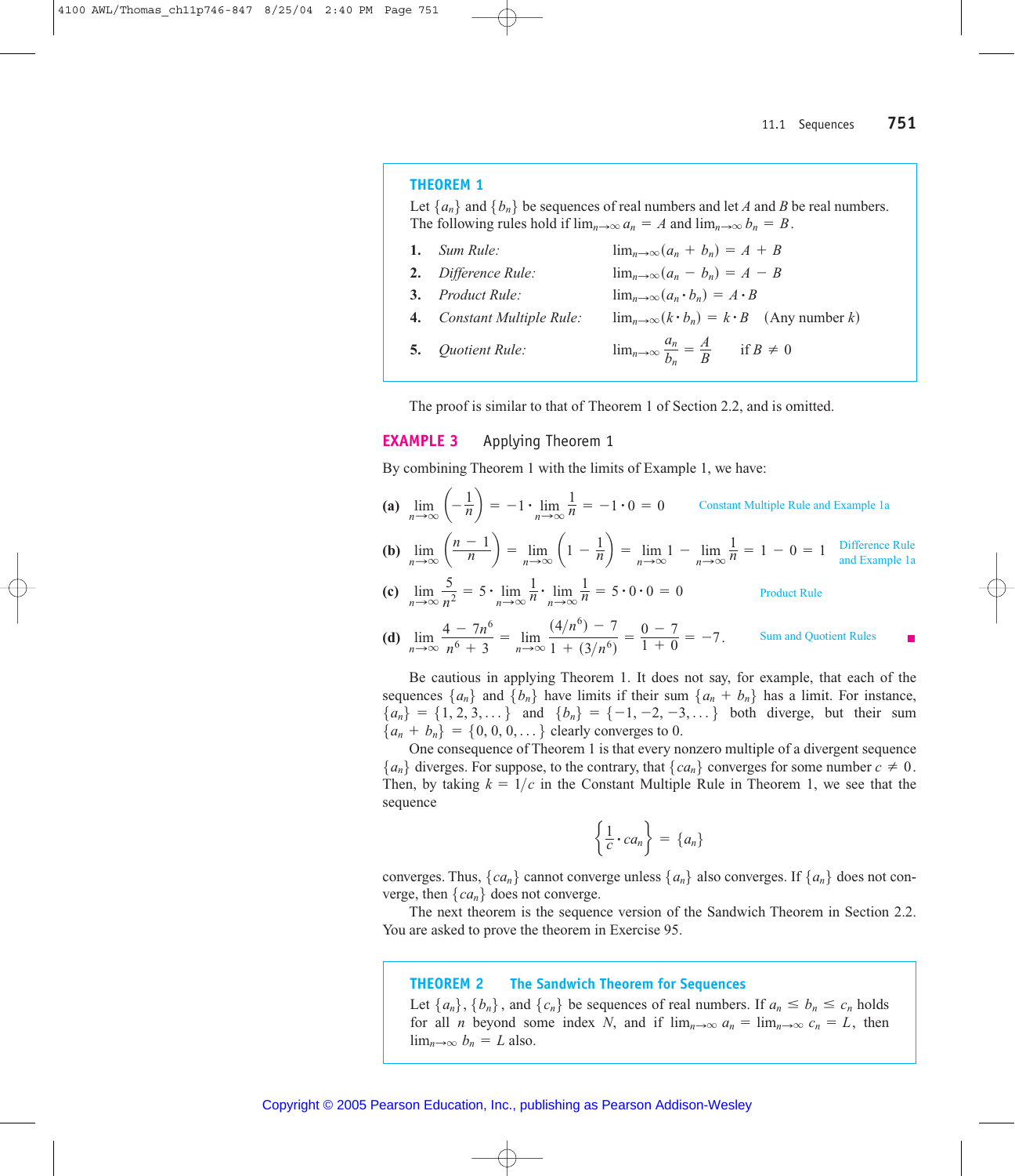**THEOREM 1**

Let $\{a_n\}$ and $\{b_n\}$ be sequences of real numbers and let $A$ and $B$ be real numbers. The following rules hold if $\lim_{n\to\infty} a_n = A$ and $\lim_{n\to\infty} b_n = B$.

1. *Sum Rule:* $\lim_{n\to\infty}(a_n + b_n) = A + B$
2. *Difference Rule:* $\lim_{n\to\infty}(a_n - b_n) = A - B$
3. *Product Rule:* $\lim_{n\to\infty}(a_n \cdot b_n) = A \cdot B$
4. *Constant Multiple Rule:* $\lim_{n\to\infty}(k \cdot b_n) = k \cdot B$ (Any number $k$)
5. *Quotient Rule:* $\lim_{n\to\infty} \dfrac{a_n}{b_n} = \dfrac{A}{B}$ if $B \neq 0$

The proof is similar to that of Theorem 1 of Section 2.2, and is omitted.

**EXAMPLE 3** Applying Theorem 1

By combining Theorem 1 with the limits of Example 1, we have:

**(a)** $\displaystyle \lim_{n\to\infty}\left(-\frac{1}{n}\right) = -1 \cdot \lim_{n\to\infty}\frac{1}{n} = -1 \cdot 0 = 0$ — Constant Multiple Rule and Example 1a

**(b)** $\displaystyle \lim_{n\to\infty}\left(\frac{n-1}{n}\right) = \lim_{n\to\infty}\left(1 - \frac{1}{n}\right) = \lim_{n\to\infty} 1 - \lim_{n\to\infty}\frac{1}{n} = 1 - 0 = 1$ — Difference Rule and Example 1a

**(c)** $\displaystyle \lim_{n\to\infty}\frac{5}{n^2} = 5 \cdot \lim_{n\to\infty}\frac{1}{n} \cdot \lim_{n\to\infty}\frac{1}{n} = 5 \cdot 0 \cdot 0 = 0$ — Product Rule

**(d)** $\displaystyle \lim_{n\to\infty}\frac{4 - 7n^6}{n^6 + 3} = \lim_{n\to\infty}\frac{(4/n^6) - 7}{1 + (3/n^6)} = \frac{0 - 7}{1 + 0} = -7.$ — Sum and Quotient Rules ■

Be cautious in applying Theorem 1. It does not say, for example, that each of the sequences $\{a_n\}$ and $\{b_n\}$ have limits if their sum $\{a_n + b_n\}$ has a limit. For instance, $\{a_n\} = \{1, 2, 3, \dots\}$ and $\{b_n\} = \{-1, -2, -3, \dots\}$ both diverge, but their sum $\{a_n + b_n\} = \{0, 0, 0, \dots\}$ clearly converges to 0.

One consequence of Theorem 1 is that every nonzero multiple of a divergent sequence $\{a_n\}$ diverges. For suppose, to the contrary, that $\{ca_n\}$ converges for some number $c \neq 0$. Then, by taking $k = 1/c$ in the Constant Multiple Rule in Theorem 1, we see that the sequence

$$\left\{\frac{1}{c} \cdot ca_n\right\} = \{a_n\}$$

converges. Thus, $\{ca_n\}$ cannot converge unless $\{a_n\}$ also converges. If $\{a_n\}$ does not converge, then $\{ca_n\}$ does not converge.

The next theorem is the sequence version of the Sandwich Theorem in Section 2.2. You are asked to prove the theorem in Exercise 95.

**THEOREM 2 The Sandwich Theorem for Sequences**

Let $\{a_n\}$, $\{b_n\}$, and $\{c_n\}$ be sequences of real numbers. If $a_n \leq b_n \leq c_n$ holds for all $n$ beyond some index $N$, and if $\lim_{n\to\infty} a_n = \lim_{n\to\infty} c_n = L$, then $\lim_{n\to\infty} b_n = L$ also.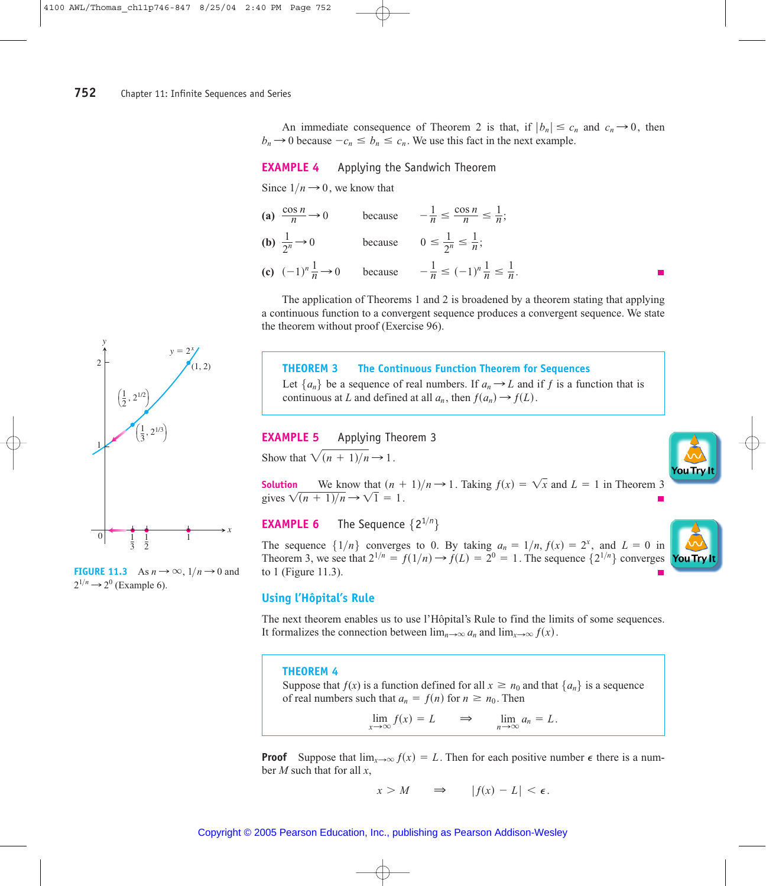An immediate consequence of Theorem 2 is that, if $|b_n| \le c_n$ and $c_n \to 0$, then $b_n \to 0$ because $-c_n \le b_n \le c_n$. We use this fact in the next example.

## EXAMPLE 4 Applying the Sandwich Theorem

Since $1/n \to 0$, we know that

**(a)** $\dfrac{\cos n}{n} \to 0$ because $-\dfrac{1}{n} \le \dfrac{\cos n}{n} \le \dfrac{1}{n}$;

**(b)** $\dfrac{1}{2^n} \to 0$ because $0 \le \dfrac{1}{2^n} \le \dfrac{1}{n}$;

**(c)** $(-1)^n \dfrac{1}{n} \to 0$ because $-\dfrac{1}{n} \le (-1)^n \dfrac{1}{n} \le \dfrac{1}{n}$.

The application of Theorems 1 and 2 is broadened by a theorem stating that applying a continuous function to a convergent sequence produces a convergent sequence. We state the theorem without proof (Exercise 96).

> **THEOREM 3 The Continuous Function Theorem for Sequences**
>
> Let $\{a_n\}$ be a sequence of real numbers. If $a_n \to L$ and if $f$ is a function that is continuous at $L$ and defined at all $a_n$, then $f(a_n) \to f(L)$.

## EXAMPLE 5 Applying Theorem 3

Show that $\sqrt{(n+1)/n} \to 1$.

**Solution** We know that $(n+1)/n \to 1$. Taking $f(x) = \sqrt{x}$ and $L = 1$ in Theorem 3 gives $\sqrt{(n+1)/n} \to \sqrt{1} = 1$.

## EXAMPLE 6 The Sequence $\{2^{1/n}\}$

The sequence $\{1/n\}$ converges to 0. By taking $a_n = 1/n$, $f(x) = 2^x$, and $L = 0$ in Theorem 3, we see that $2^{1/n} = f(1/n) \to f(L) = 2^0 = 1$. The sequence $\{2^{1/n}\}$ converges to 1 (Figure 11.3).

**FIGURE 11.3** As $n \to \infty$, $1/n \to 0$ and $2^{1/n} \to 2^0$ (Example 6).

## Using l'Hôpital's Rule

The next theorem enables us to use l'Hôpital's Rule to find the limits of some sequences. It formalizes the connection between $\lim_{n\to\infty} a_n$ and $\lim_{x\to\infty} f(x)$.

> **THEOREM 4**
>
> Suppose that $f(x)$ is a function defined for all $x \ge n_0$ and that $\{a_n\}$ is a sequence of real numbers such that $a_n = f(n)$ for $n \ge n_0$. Then
>
> $$\lim_{x\to\infty} f(x) = L \qquad \Rightarrow \qquad \lim_{n\to\infty} a_n = L.$$

**Proof** Suppose that $\lim_{x\to\infty} f(x) = L$. Then for each positive number $\epsilon$ there is a number $M$ such that for all $x$,

$$x > M \qquad \Rightarrow \qquad |f(x) - L| < \epsilon.$$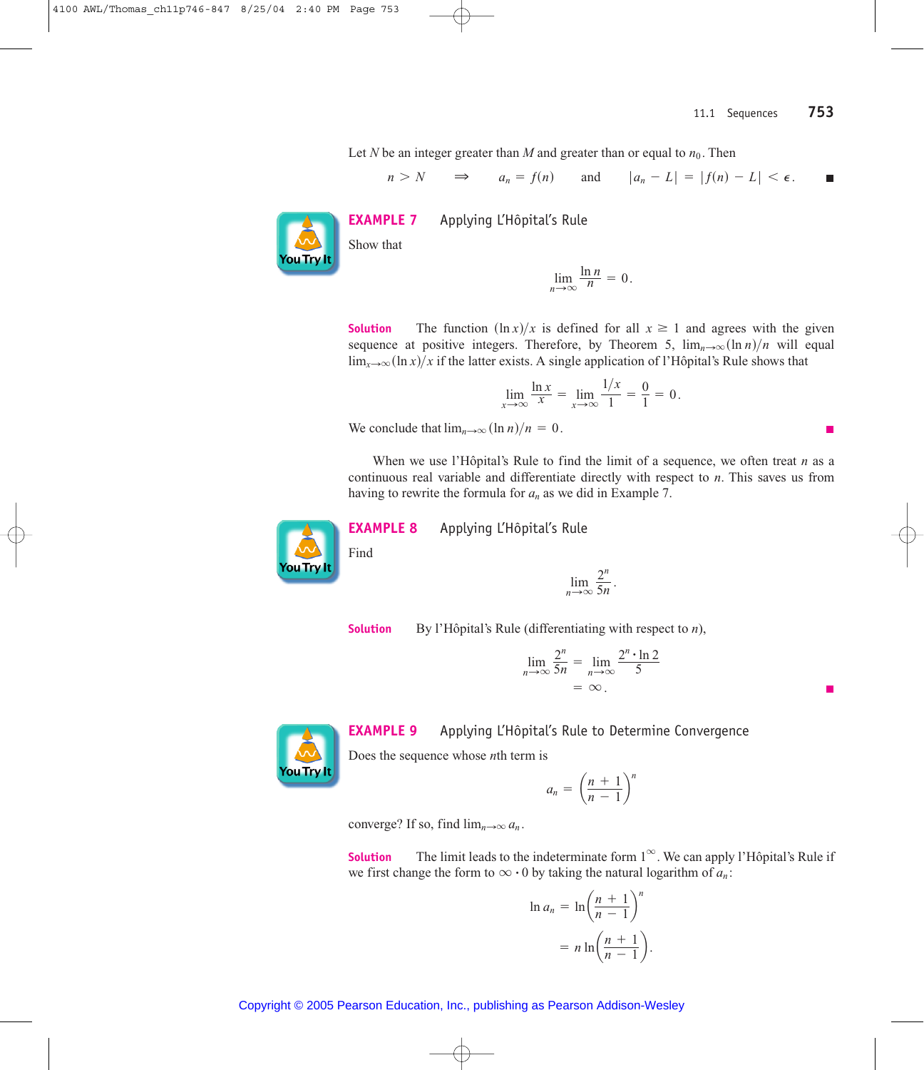Let $N$ be an integer greater than $M$ and greater than or equal to $n_0$. Then

$$n > N \quad \Rightarrow \quad a_n = f(n) \quad \text{and} \quad |a_n - L| = |f(n) - L| < \epsilon.$$

## EXAMPLE 7 Applying L'Hôpital's Rule

Show that

$$\lim_{n \to \infty} \frac{\ln n}{n} = 0.$$

**Solution** The function $(\ln x)/x$ is defined for all $x \geq 1$ and agrees with the given sequence at positive integers. Therefore, by Theorem 5, $\lim_{n \to \infty} (\ln n)/n$ will equal $\lim_{x \to \infty} (\ln x)/x$ if the latter exists. A single application of l'Hôpital's Rule shows that

$$\lim_{x \to \infty} \frac{\ln x}{x} = \lim_{x \to \infty} \frac{1/x}{1} = \frac{0}{1} = 0.$$

We conclude that $\lim_{n \to \infty} (\ln n)/n = 0$.

When we use l'Hôpital's Rule to find the limit of a sequence, we often treat $n$ as a continuous real variable and differentiate directly with respect to $n$. This saves us from having to rewrite the formula for $a_n$ as we did in Example 7.

## EXAMPLE 8 Applying L'Hôpital's Rule

Find

$$\lim_{n \to \infty} \frac{2^n}{5n}.$$

**Solution** By l'Hôpital's Rule (differentiating with respect to $n$),

$$\lim_{n \to \infty} \frac{2^n}{5n} = \lim_{n \to \infty} \frac{2^n \cdot \ln 2}{5}$$
$$= \infty.$$

## EXAMPLE 9 Applying L'Hôpital's Rule to Determine Convergence

Does the sequence whose $n$th term is

$$a_n = \left(\frac{n+1}{n-1}\right)^n$$

converge? If so, find $\lim_{n \to \infty} a_n$.

**Solution** The limit leads to the indeterminate form $1^\infty$. We can apply l'Hôpital's Rule if we first change the form to $\infty \cdot 0$ by taking the natural logarithm of $a_n$:

$$\ln a_n = \ln \left(\frac{n+1}{n-1}\right)^n$$
$$= n \ln \left(\frac{n+1}{n-1}\right).$$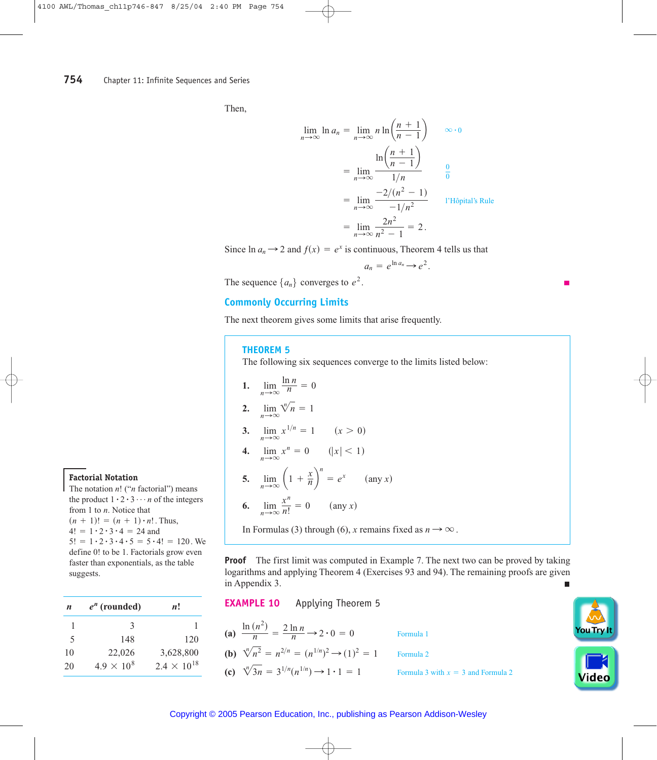Then,

$$
\begin{aligned}
\lim_{n\to\infty} \ln a_n &= \lim_{n\to\infty} n \ln\left(\frac{n+1}{n-1}\right) && \infty \cdot 0 \\
&= \lim_{n\to\infty} \frac{\ln\left(\frac{n+1}{n-1}\right)}{1/n} && \frac{0}{0} \\
&= \lim_{n\to\infty} \frac{-2/(n^2-1)}{-1/n^2} && \text{l'Hôpital's Rule} \\
&= \lim_{n\to\infty} \frac{2n^2}{n^2-1} = 2.
\end{aligned}
$$

Since $\ln a_n \to 2$ and $f(x) = e^x$ is continuous, Theorem 4 tells us that

$$a_n = e^{\ln a_n} \to e^2.$$

The sequence $\{a_n\}$ converges to $e^2$.

## Commonly Occurring Limits

The next theorem gives some limits that arise frequently.

> **THEOREM 5**
>
> The following six sequences converge to the limits listed below:
>
> 1. $\displaystyle \lim_{n\to\infty} \frac{\ln n}{n} = 0$
>
> 2. $\displaystyle \lim_{n\to\infty} \sqrt[n]{n} = 1$
>
> 3. $\displaystyle \lim_{n\to\infty} x^{1/n} = 1 \qquad (x > 0)$
>
> 4. $\displaystyle \lim_{n\to\infty} x^n = 0 \qquad (|x| < 1)$
>
> 5. $\displaystyle \lim_{n\to\infty} \left(1 + \frac{x}{n}\right)^n = e^x \qquad (\text{any } x)$
>
> 6. $\displaystyle \lim_{n\to\infty} \frac{x^n}{n!} = 0 \qquad (\text{any } x)$
>
> In Formulas (3) through (6), $x$ remains fixed as $n \to \infty$.

**Proof** The first limit was computed in Example 7. The next two can be proved by taking logarithms and applying Theorem 4 (Exercises 93 and 94). The remaining proofs are given in Appendix 3.

**Factorial Notation**

The notation $n!$ ("$n$ factorial") means the product $1 \cdot 2 \cdot 3 \cdots n$ of the integers from 1 to $n$. Notice that $(n+1)! = (n+1) \cdot n!$. Thus, $4! = 1 \cdot 2 \cdot 3 \cdot 4 = 24$ and $5! = 1 \cdot 2 \cdot 3 \cdot 4 \cdot 5 = 5 \cdot 4! = 120$. We define $0!$ to be 1. Factorials grow even faster than exponentials, as the table suggests.

| $n$ | $e^n$ (rounded) | $n!$ |
|---|---|---|
| 1 | 3 | 1 |
| 5 | 148 | 120 |
| 10 | 22,026 | 3,628,800 |
| 20 | $4.9 \times 10^8$ | $2.4 \times 10^{18}$ |

### EXAMPLE 10 Applying Theorem 5

**(a)** $\displaystyle \frac{\ln(n^2)}{n} = \frac{2\ln n}{n} \to 2 \cdot 0 = 0$ &nbsp;&nbsp;&nbsp; Formula 1

**(b)** $\sqrt[n]{n^2} = n^{2/n} = (n^{1/n})^2 \to (1)^2 = 1$ &nbsp;&nbsp;&nbsp; Formula 2

**(c)** $\sqrt[n]{3n} = 3^{1/n}(n^{1/n}) \to 1 \cdot 1 = 1$ &nbsp;&nbsp;&nbsp; Formula 3 with $x = 3$ and Formula 2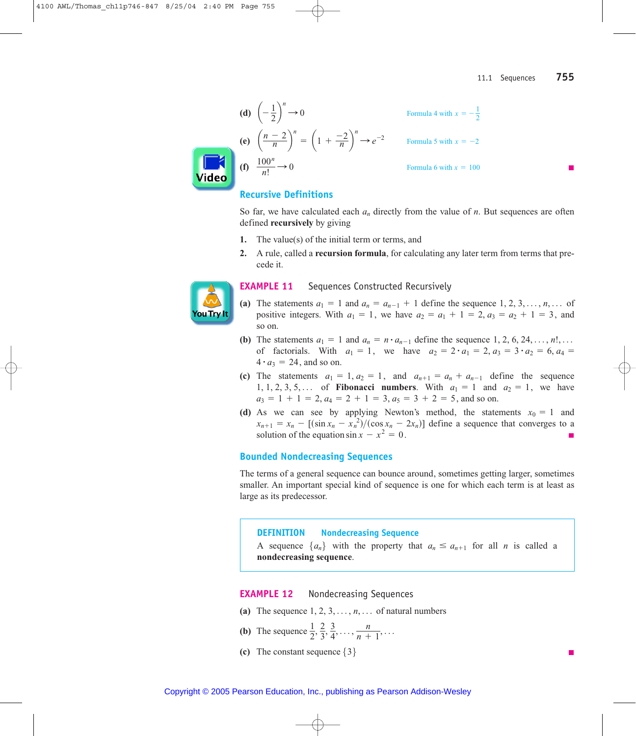**(d)** $\left(-\frac{1}{2}\right)^n \to 0$ — Formula 4 with $x = -\frac{1}{2}$

**(e)** $\left(\frac{n-2}{n}\right)^n = \left(1 + \frac{-2}{n}\right)^n \to e^{-2}$ — Formula 5 with $x = -2$

**(f)** $\frac{100^n}{n!} \to 0$ — Formula 6 with $x = 100$ ■

## Recursive Definitions

So far, we have calculated each $a_n$ directly from the value of $n$. But sequences are often defined **recursively** by giving

1. The value(s) of the initial term or terms, and
2. A rule, called a **recursion formula**, for calculating any later term from terms that precede it.

### EXAMPLE 11 Sequences Constructed Recursively

**(a)** The statements $a_1 = 1$ and $a_n = a_{n-1} + 1$ define the sequence $1, 2, 3, \ldots, n, \ldots$ of positive integers. With $a_1 = 1$, we have $a_2 = a_1 + 1 = 2$, $a_3 = a_2 + 1 = 3$, and so on.

**(b)** The statements $a_1 = 1$ and $a_n = n \cdot a_{n-1}$ define the sequence $1, 2, 6, 24, \ldots, n!, \ldots$ of factorials. With $a_1 = 1$, we have $a_2 = 2 \cdot a_1 = 2$, $a_3 = 3 \cdot a_2 = 6$, $a_4 = 4 \cdot a_3 = 24$, and so on.

**(c)** The statements $a_1 = 1, a_2 = 1$, and $a_{n+1} = a_n + a_{n-1}$ define the sequence $1, 1, 2, 3, 5, \ldots$ of **Fibonacci numbers**. With $a_1 = 1$ and $a_2 = 1$, we have $a_3 = 1 + 1 = 2$, $a_4 = 2 + 1 = 3$, $a_5 = 3 + 2 = 5$, and so on.

**(d)** As we can see by applying Newton's method, the statements $x_0 = 1$ and $x_{n+1} = x_n - [(\sin x_n - x_n^2)/(\cos x_n - 2x_n)]$ define a sequence that converges to a solution of the equation $\sin x - x^2 = 0$. ■

## Bounded Nondecreasing Sequences

The terms of a general sequence can bounce around, sometimes getting larger, sometimes smaller. An important special kind of sequence is one for which each term is at least as large as its predecessor.

> **DEFINITION Nondecreasing Sequence**
>
> A sequence $\{a_n\}$ with the property that $a_n \le a_{n+1}$ for all $n$ is called a **nondecreasing sequence**.

### EXAMPLE 12 Nondecreasing Sequences

**(a)** The sequence $1, 2, 3, \ldots, n, \ldots$ of natural numbers

**(b)** The sequence $\frac{1}{2}, \frac{2}{3}, \frac{3}{4}, \ldots, \frac{n}{n+1}, \ldots$

**(c)** The constant sequence $\{3\}$ ■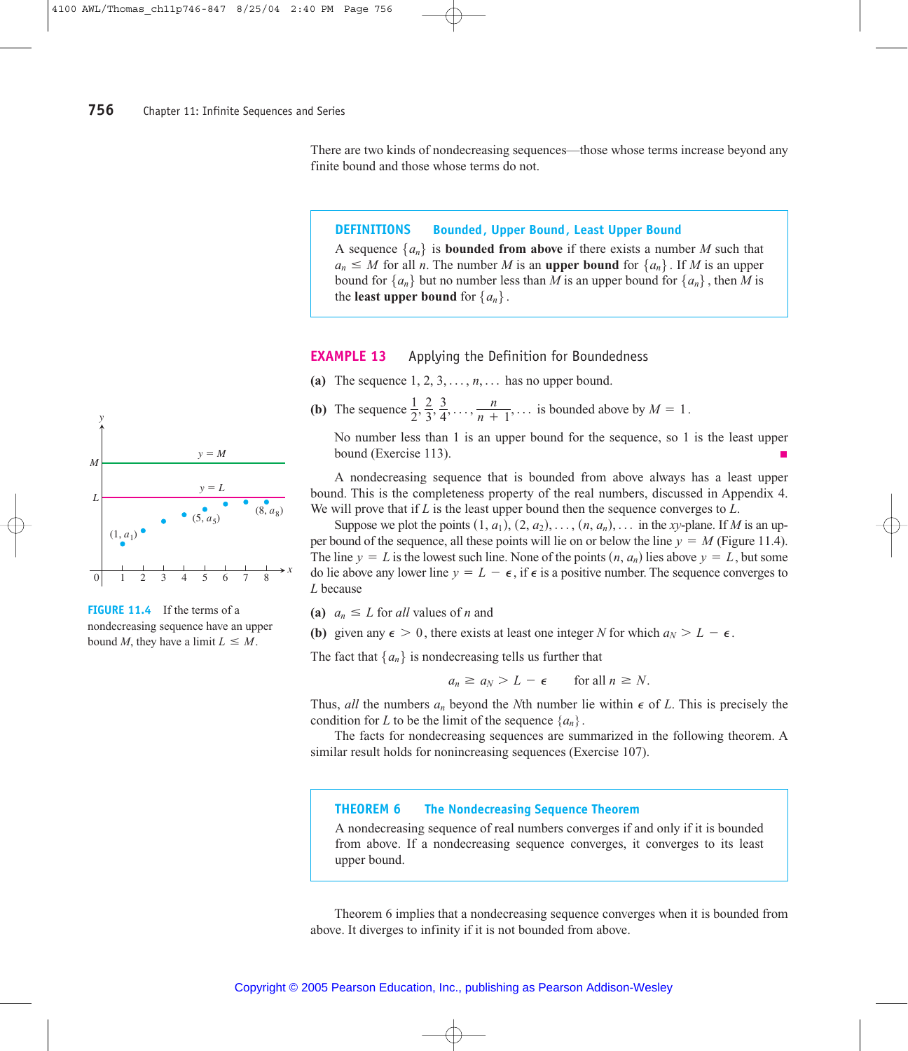There are two kinds of nondecreasing sequences—those whose terms increase beyond any finite bound and those whose terms do not.

> **DEFINITIONS Bounded, Upper Bound, Least Upper Bound**
>
> A sequence $\{a_n\}$ is **bounded from above** if there exists a number $M$ such that $a_n \leq M$ for all $n$. The number $M$ is an **upper bound** for $\{a_n\}$. If $M$ is an upper bound for $\{a_n\}$ but no number less than $M$ is an upper bound for $\{a_n\}$, then $M$ is the **least upper bound** for $\{a_n\}$.

### EXAMPLE 13 Applying the Definition for Boundedness

**(a)** The sequence $1, 2, 3, \ldots, n, \ldots$ has no upper bound.

**(b)** The sequence $\frac{1}{2}, \frac{2}{3}, \frac{3}{4}, \ldots, \frac{n}{n+1}, \ldots$ is bounded above by $M = 1$.

No number less than 1 is an upper bound for the sequence, so 1 is the least upper bound (Exercise 113). ■

A nondecreasing sequence that is bounded from above always has a least upper bound. This is the completeness property of the real numbers, discussed in Appendix 4. We will prove that if $L$ is the least upper bound then the sequence converges to $L$.

Suppose we plot the points $(1, a_1), (2, a_2), \ldots, (n, a_n), \ldots$ in the $xy$-plane. If $M$ is an upper bound of the sequence, all these points will lie on or below the line $y = M$ (Figure 11.4). The line $y = L$ is the lowest such line. None of the points $(n, a_n)$ lies above $y = L$, but some do lie above any lower line $y = L - \epsilon$, if $\epsilon$ is a positive number. The sequence converges to $L$ because

**(a)** $a_n \leq L$ for *all* values of $n$ and

**(b)** given any $\epsilon > 0$, there exists at least one integer $N$ for which $a_N > L - \epsilon$.

The fact that $\{a_n\}$ is nondecreasing tells us further that

$$a_n \geq a_N > L - \epsilon \qquad \text{for all } n \geq N.$$

Thus, *all* the numbers $a_n$ beyond the $N$th number lie within $\epsilon$ of $L$. This is precisely the condition for $L$ to be the limit of the sequence $\{a_n\}$.

The facts for nondecreasing sequences are summarized in the following theorem. A similar result holds for nonincreasing sequences (Exercise 107).

y

M

L

$y = M$

$y = L$

$(1, a_1)$

$(5, a_5)$

$(8, a_8)$

0 1 2 3 4 5 6 7 8

x

**FIGURE 11.4** If the terms of a nondecreasing sequence have an upper bound $M$, they have a limit $L \leq M$.

> **THEOREM 6 The Nondecreasing Sequence Theorem**
>
> A nondecreasing sequence of real numbers converges if and only if it is bounded from above. If a nondecreasing sequence converges, it converges to its least upper bound.

Theorem 6 implies that a nondecreasing sequence converges when it is bounded from above. It diverges to infinity if it is not bounded from above.